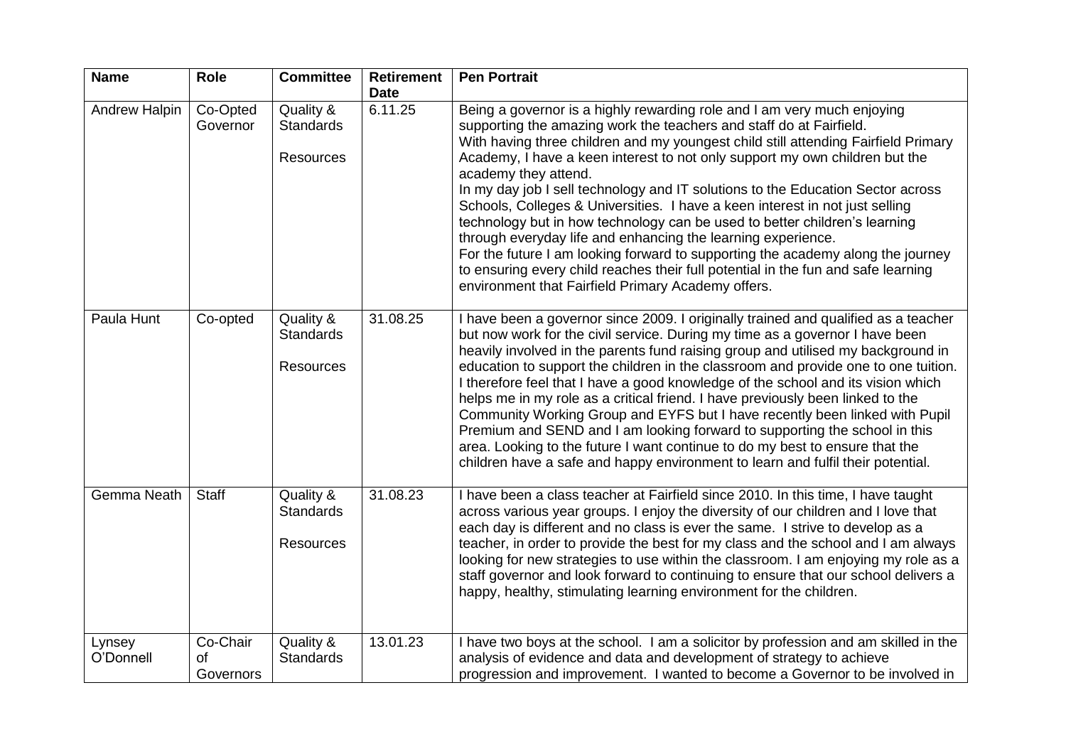| Name | Role | Committee | Retirement Date | Pen Portrait |
|---|---|---|---|---|
| Andrew Halpin | Co-Opted Governor | Quality & Standards<br><br>Resources | 6.11.25 | Being a governor is a highly rewarding role and I am very much enjoying supporting the amazing work the teachers and staff do at Fairfield.<br>With having three children and my youngest child still attending Fairfield Primary Academy, I have a keen interest to not only support my own children but the academy they attend.<br>In my day job I sell technology and IT solutions to the Education Sector across Schools, Colleges & Universities. I have a keen interest in not just selling technology but in how technology can be used to better children's learning through everyday life and enhancing the learning experience.<br>For the future I am looking forward to supporting the academy along the journey to ensuring every child reaches their full potential in the fun and safe learning environment that Fairfield Primary Academy offers. |
| Paula Hunt | Co-opted | Quality & Standards<br><br>Resources | 31.08.25 | I have been a governor since 2009. I originally trained and qualified as a teacher but now work for the civil service. During my time as a governor I have been heavily involved in the parents fund raising group and utilised my background in education to support the children in the classroom and provide one to one tuition. I therefore feel that I have a good knowledge of the school and its vision which helps me in my role as a critical friend. I have previously been linked to the Community Working Group and EYFS but I have recently been linked with Pupil Premium and SEND and I am looking forward to supporting the school in this area. Looking to the future I want continue to do my best to ensure that the children have a safe and happy environment to learn and fulfil their potential. |
| Gemma Neath | Staff | Quality & Standards<br><br>Resources | 31.08.23 | I have been a class teacher at Fairfield since 2010. In this time, I have taught across various year groups. I enjoy the diversity of our children and I love that each day is different and no class is ever the same. I strive to develop as a teacher, in order to provide the best for my class and the school and I am always looking for new strategies to use within the classroom. I am enjoying my role as a staff governor and look forward to continuing to ensure that our school delivers a happy, healthy, stimulating learning environment for the children. |
| Lynsey O'Donnell | Co-Chair of Governors | Quality & Standards | 13.01.23 | I have two boys at the school. I am a solicitor by profession and am skilled in the analysis of evidence and data and development of strategy to achieve progression and improvement. I wanted to become a Governor to be involved in |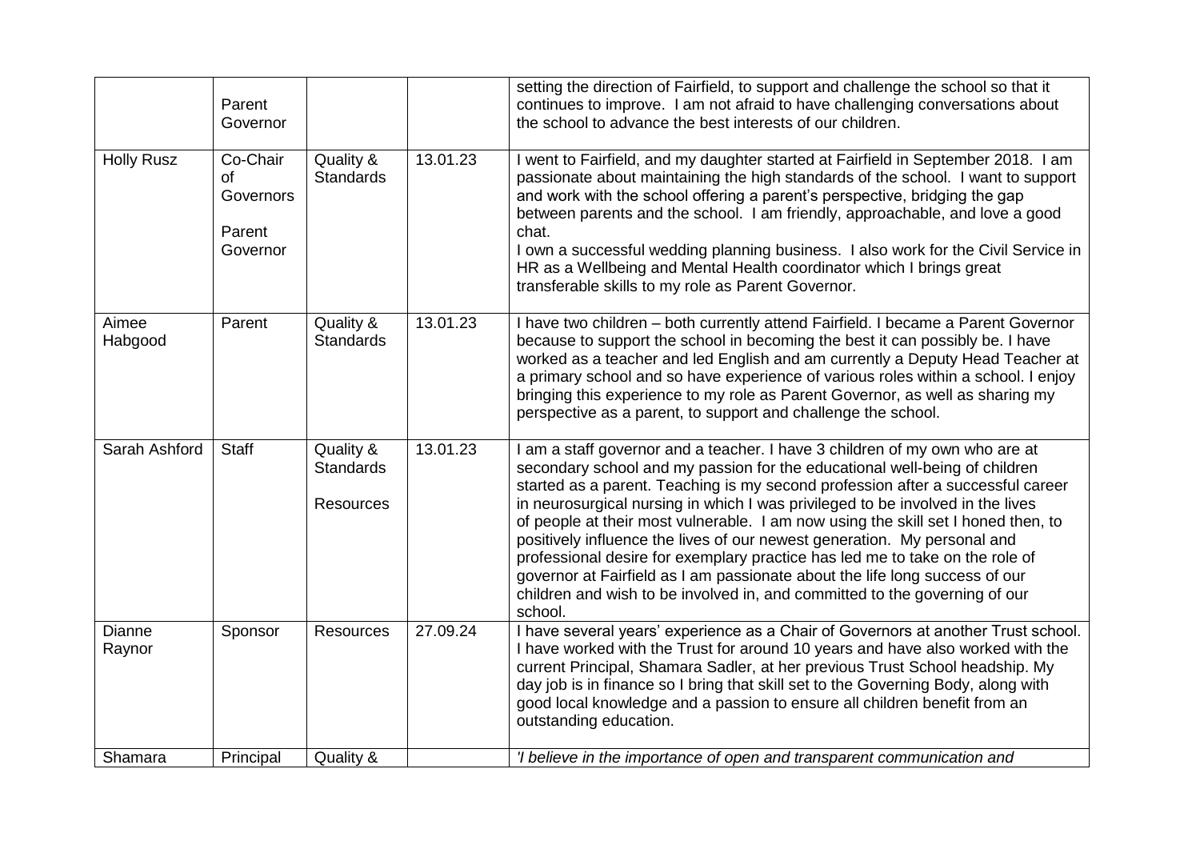| | | | | |
|---|---|---|---|---|
| | Parent Governor | | | setting the direction of Fairfield, to support and challenge the school so that it continues to improve. I am not afraid to have challenging conversations about the school to advance the best interests of our children. |
| Holly Rusz | Co-Chair of Governors<br><br>Parent Governor | Quality & Standards | 13.01.23 | I went to Fairfield, and my daughter started at Fairfield in September 2018. I am passionate about maintaining the high standards of the school. I want to support and work with the school offering a parent's perspective, bridging the gap between parents and the school. I am friendly, approachable, and love a good chat.<br>I own a successful wedding planning business. I also work for the Civil Service in HR as a Wellbeing and Mental Health coordinator which I brings great transferable skills to my role as Parent Governor. |
| Aimee Habgood | Parent | Quality & Standards | 13.01.23 | I have two children – both currently attend Fairfield. I became a Parent Governor because to support the school in becoming the best it can possibly be. I have worked as a teacher and led English and am currently a Deputy Head Teacher at a primary school and so have experience of various roles within a school. I enjoy bringing this experience to my role as Parent Governor, as well as sharing my perspective as a parent, to support and challenge the school. |
| Sarah Ashford | Staff | Quality & Standards<br><br>Resources | 13.01.23 | I am a staff governor and a teacher. I have 3 children of my own who are at secondary school and my passion for the educational well-being of children started as a parent. Teaching is my second profession after a successful career in neurosurgical nursing in which I was privileged to be involved in the lives of people at their most vulnerable. I am now using the skill set I honed then, to positively influence the lives of our newest generation. My personal and professional desire for exemplary practice has led me to take on the role of governor at Fairfield as I am passionate about the life long success of our children and wish to be involved in, and committed to the governing of our school. |
| Dianne Raynor | Sponsor | Resources | 27.09.24 | I have several years' experience as a Chair of Governors at another Trust school. I have worked with the Trust for around 10 years and have also worked with the current Principal, Shamara Sadler, at her previous Trust School headship. My day job is in finance so I bring that skill set to the Governing Body, along with good local knowledge and a passion to ensure all children benefit from an outstanding education. |
| Shamara | Principal | Quality & | | *'I believe in the importance of open and transparent communication and* |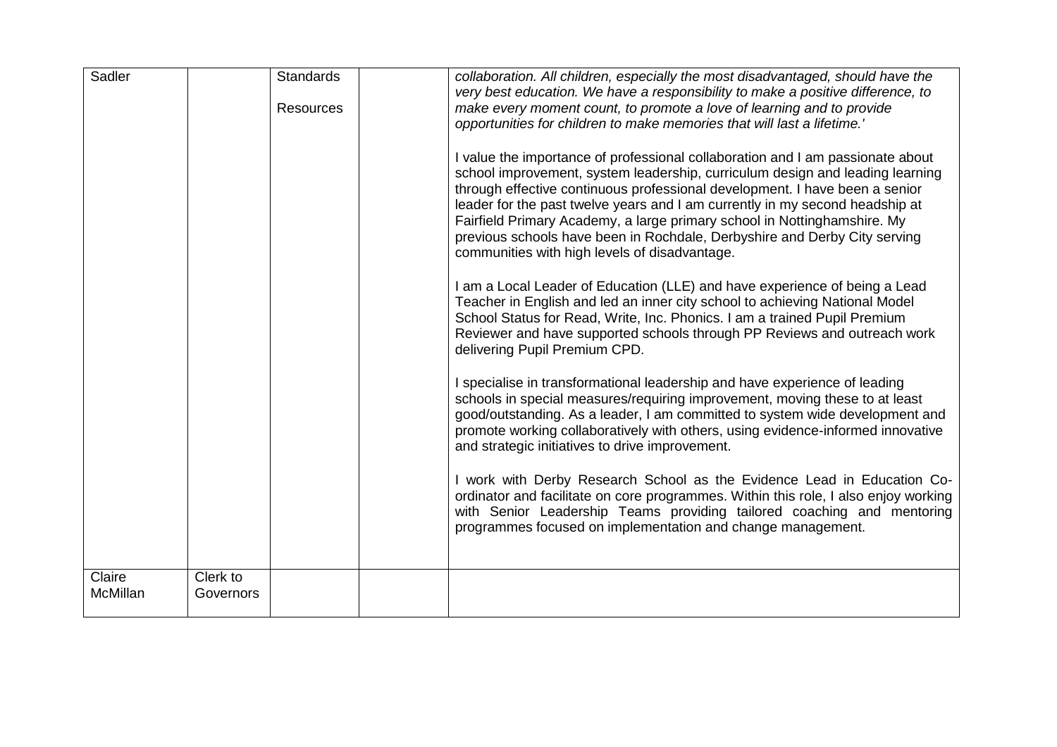| | | | | |
|---|---|---|---|---|
| Sadler | | Standards<br><br>Resources | | *collaboration. All children, especially the most disadvantaged, should have the very best education. We have a responsibility to make a positive difference, to make every moment count, to promote a love of learning and to provide opportunities for children to make memories that will last a lifetime.'*<br><br>I value the importance of professional collaboration and I am passionate about school improvement, system leadership, curriculum design and leading learning through effective continuous professional development. I have been a senior leader for the past twelve years and I am currently in my second headship at Fairfield Primary Academy, a large primary school in Nottinghamshire. My previous schools have been in Rochdale, Derbyshire and Derby City serving communities with high levels of disadvantage.<br><br>I am a Local Leader of Education (LLE) and have experience of being a Lead Teacher in English and led an inner city school to achieving National Model School Status for Read, Write, Inc. Phonics. I am a trained Pupil Premium Reviewer and have supported schools through PP Reviews and outreach work delivering Pupil Premium CPD.<br><br>I specialise in transformational leadership and have experience of leading schools in special measures/requiring improvement, moving these to at least good/outstanding. As a leader, I am committed to system wide development and promote working collaboratively with others, using evidence-informed innovative and strategic initiatives to drive improvement.<br><br>I work with Derby Research School as the Evidence Lead in Education Co-ordinator and facilitate on core programmes. Within this role, I also enjoy working with Senior Leadership Teams providing tailored coaching and mentoring programmes focused on implementation and change management. |
| Claire McMillan | Clerk to Governors | | | |